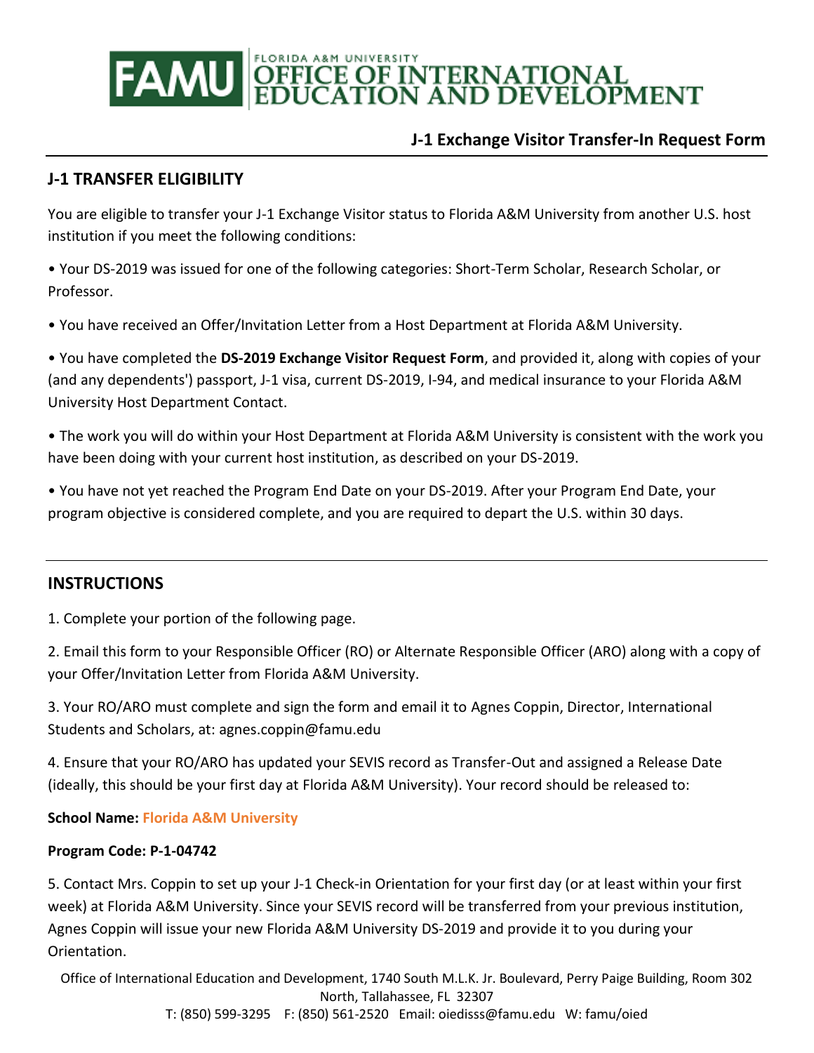FAMU | FLORIDA A&M UNIVERSITY OFFICE OF INTERNATIONAL EDUCATION AND DEVELOPMENT

## J-1 Exchange Visitor Transfer-In Request Form

### J-1 TRANSFER ELIGIBILITY

You are eligible to transfer your J-1 Exchange Visitor status to Florida A&M University from another U.S. host institution if you meet the following conditions:

• Your DS-2019 was issued for one of the following categories: Short-Term Scholar, Research Scholar, or Professor.

• You have received an Offer/Invitation Letter from a Host Department at Florida A&M University.

• You have completed the **DS-2019 Exchange Visitor Request Form**, and provided it, along with copies of your (and any dependents') passport, J-1 visa, current DS-2019, I-94, and medical insurance to your Florida A&M University Host Department Contact.

• The work you will do within your Host Department at Florida A&M University is consistent with the work you have been doing with your current host institution, as described on your DS-2019.

• You have not yet reached the Program End Date on your DS-2019. After your Program End Date, your program objective is considered complete, and you are required to depart the U.S. within 30 days.

### INSTRUCTIONS

1. Complete your portion of the following page.

2. Email this form to your Responsible Officer (RO) or Alternate Responsible Officer (ARO) along with a copy of your Offer/Invitation Letter from Florida A&M University.

3. Your RO/ARO must complete and sign the form and email it to Agnes Coppin, Director, International Students and Scholars, at: agnes.coppin@famu.edu

4. Ensure that your RO/ARO has updated your SEVIS record as Transfer-Out and assigned a Release Date (ideally, this should be your first day at Florida A&M University). Your record should be released to:

**School Name: Florida A&M University**

**Program Code: P-1-04742**

5. Contact Mrs. Coppin to set up your J-1 Check-in Orientation for your first day (or at least within your first week) at Florida A&M University. Since your SEVIS record will be transferred from your previous institution, Agnes Coppin will issue your new Florida A&M University DS-2019 and provide it to you during your Orientation.

Office of International Education and Development, 1740 South M.L.K. Jr. Boulevard, Perry Paige Building, Room 302 North, Tallahassee, FL 32307
T: (850) 599-3295 F: (850) 561-2520 Email: oiedisss@famu.edu W: famu/oied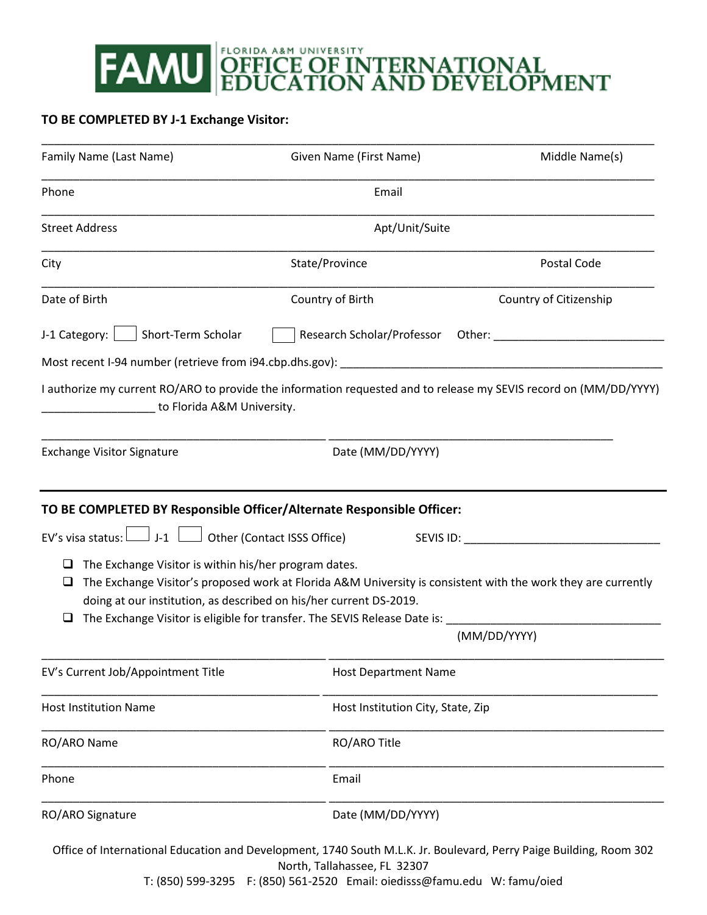# FAMU FLORIDA A&M UNIVERSITY OFFICE OF INTERNATIONAL EDUCATION AND DEVELOPMENT

**TO BE COMPLETED BY J-1 Exchange Visitor:**

______________________________________________________________________________

Family Name (Last Name) Given Name (First Name) Middle Name(s)

______________________________________________________________________________

Phone Email

______________________________________________________________________________

Street Address Apt/Unit/Suite

______________________________________________________________________________

City State/Province Postal Code

______________________________________________________________________________

Date of Birth Country of Birth Country of Citizenship

J-1 Category: ☐ Short-Term Scholar ☐ Research Scholar/Professor Other: ___________________________

Most recent I-94 number (retrieve from i94.cbp.dhs.gov): _____________________________________________________

I authorize my current RO/ARO to provide the information requested and to release my SEVIS record on (MM/DD/YYYY) __________________ to Florida A&M University.

______________________________________________ ______________________________________________

Exchange Visitor Signature Date (MM/DD/YYYY)

---

**TO BE COMPLETED BY Responsible Officer/Alternate Responsible Officer:**

EV's visa status: ☐ J-1 ☐ Other (Contact ISSS Office) SEVIS ID: _______________________________

- ☐ The Exchange Visitor is within his/her program dates.
- ☐ The Exchange Visitor's proposed work at Florida A&M University is consistent with the work they are currently doing at our institution, as described on his/her current DS-2019.
- ☐ The Exchange Visitor is eligible for transfer. The SEVIS Release Date is: _________________________________ (MM/DD/YYYY)

______________________________________________ ______________________________________________

EV's Current Job/Appointment Title Host Department Name

______________________________________________ ______________________________________________

Host Institution Name Host Institution City, State, Zip

______________________________________________ ______________________________________________

RO/ARO Name RO/ARO Title

______________________________________________ ______________________________________________

Phone Email

______________________________________________ ______________________________________________

RO/ARO Signature Date (MM/DD/YYYY)

Office of International Education and Development, 1740 South M.L.K. Jr. Boulevard, Perry Paige Building, Room 302 North, Tallahassee, FL 32307
T: (850) 599-3295 F: (850) 561-2520 Email: oiedisss@famu.edu W: famu/oied